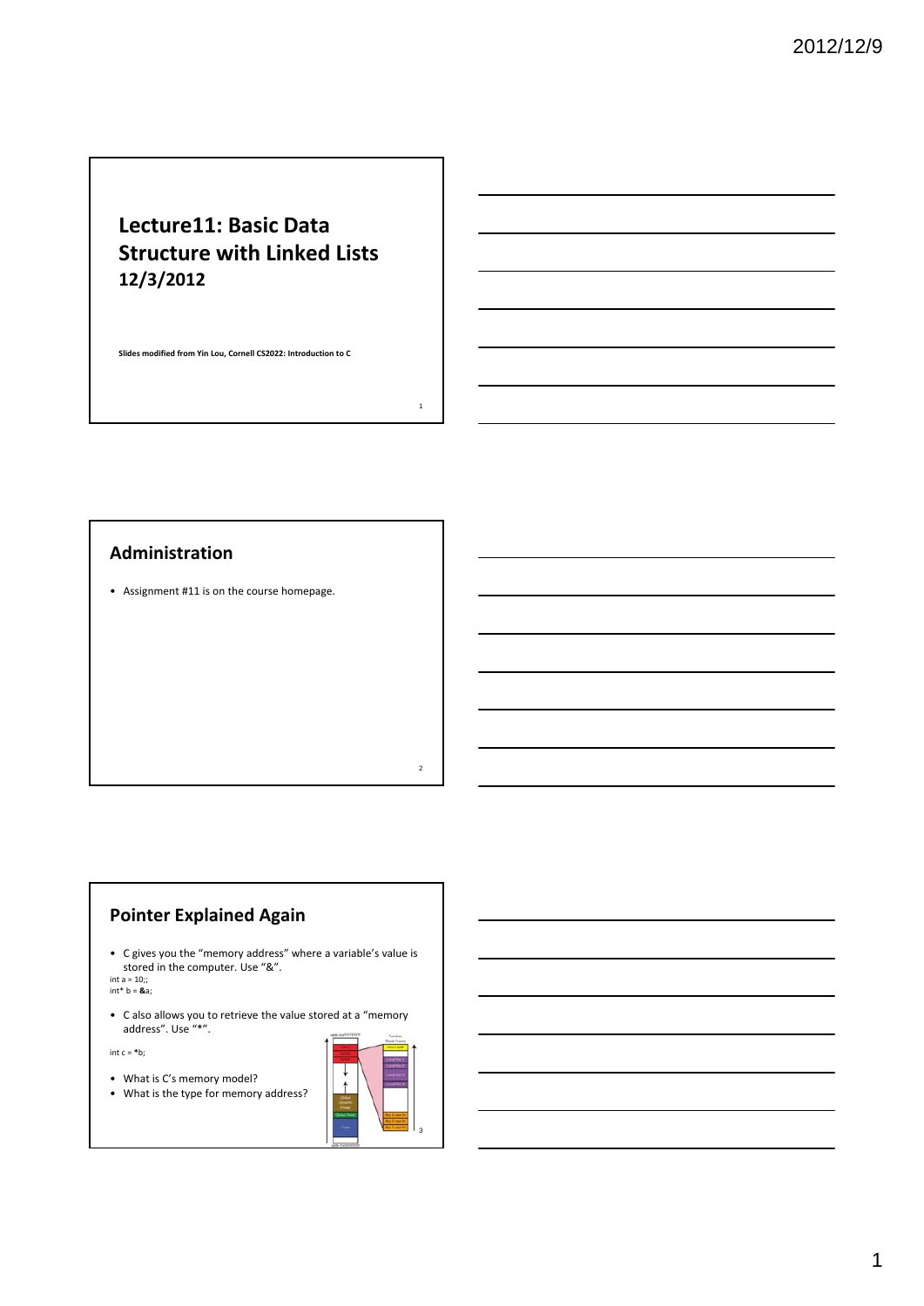# Lecture11: Basic Data Structure with Linked Lists
## 12/3/2012

**Slides modified from Yin Lou, Cornell CS2022: Introduction to C**

## Administration

- Assignment #11 is on the course homepage.

## Pointer Explained Again

- C gives you the "memory address" where a variable's value is stored in the computer. Use "&".

```
int a = 10;;
int* b = &a;
```

- C also allows you to retrieve the value stored at a "memory address". Use "*".

```
int c = *b;
```

- What is C's memory model?
- What is the type for memory address?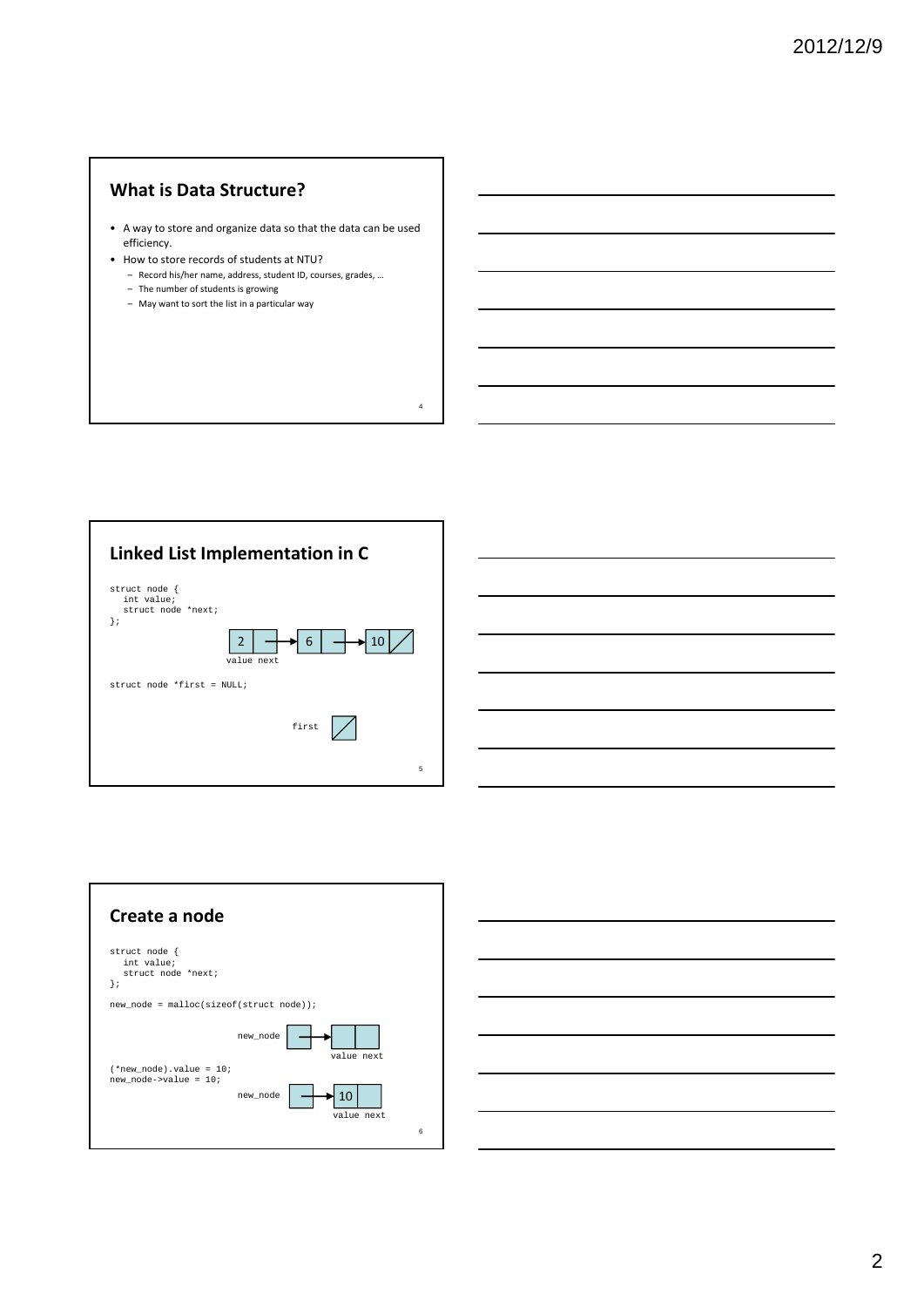## What is Data Structure?

- A way to store and organize data so that the data can be used efficiency.
- How to store records of students at NTU?
  - Record his/her name, address, student ID, courses, grades, …
  - The number of students is growing
  - May want to sort the list in a particular way

## Linked List Implementation in C

```
struct node {
   int value;
   struct node *next;
};
```

2 → 6 → 10 /

value next

```
struct node *first = NULL;
```

first /

## Create a node

```
struct node {
   int value;
   struct node *next;
};

new_node = malloc(sizeof(struct node));
```

new_node → [ | ]

value next

```
(*new_node).value = 10;
new_node->value = 10;
```

new_node → [10 | ]

value next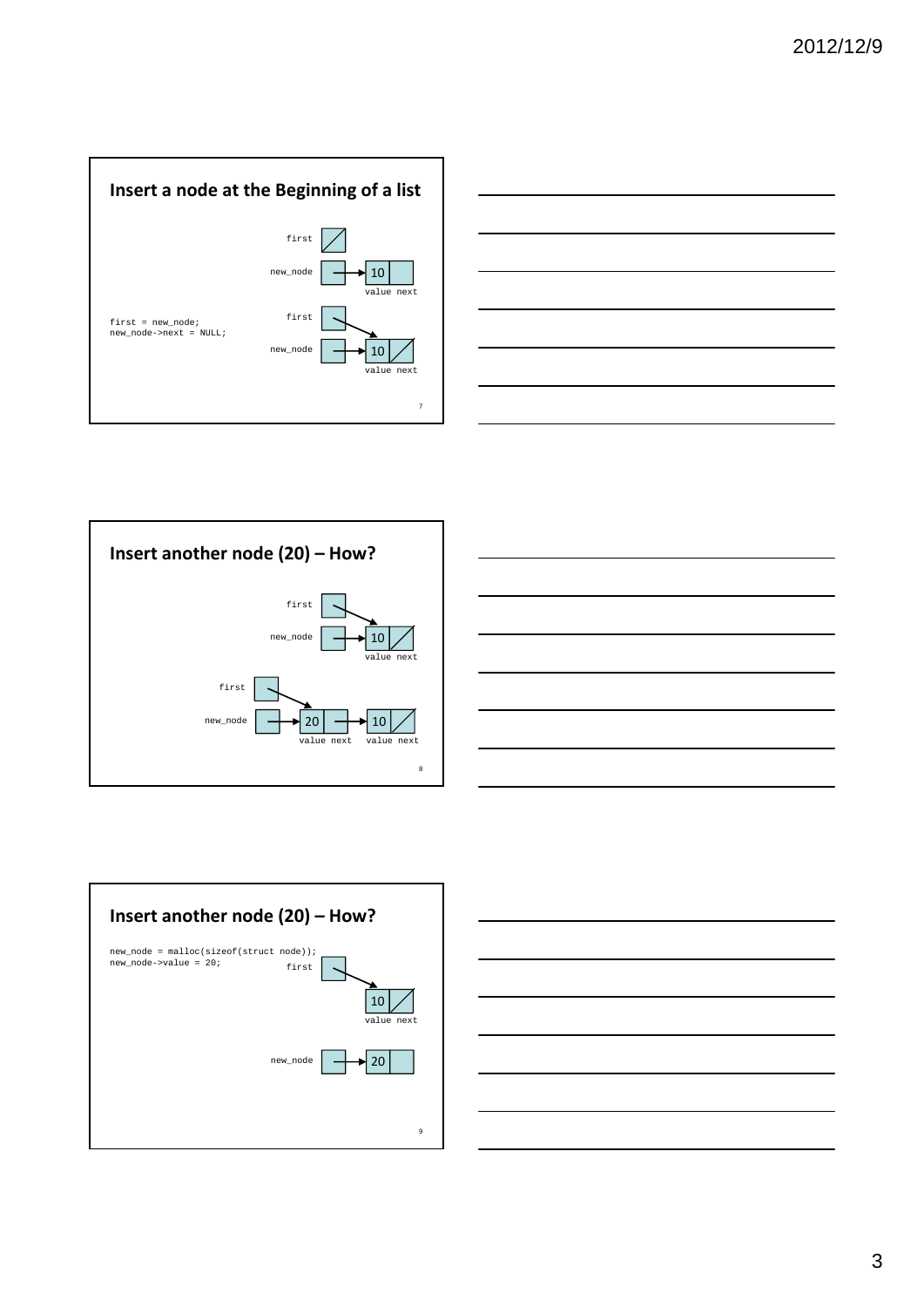## Insert a node at the Beginning of a list

```
first = new_node;
new_node->next = NULL;
```

first
new_node → 10 (value next)

first → 10
new_node → 10 (value next)

## Insert another node (20) – How?

first → 10
new_node → 10 (value next)

first → 20
new_node → 20 (value next) → 10 (value next)

## Insert another node (20) – How?

```
new_node = malloc(sizeof(struct node));
new_node->value = 20;
```

first → 10 (value next)

new_node → 20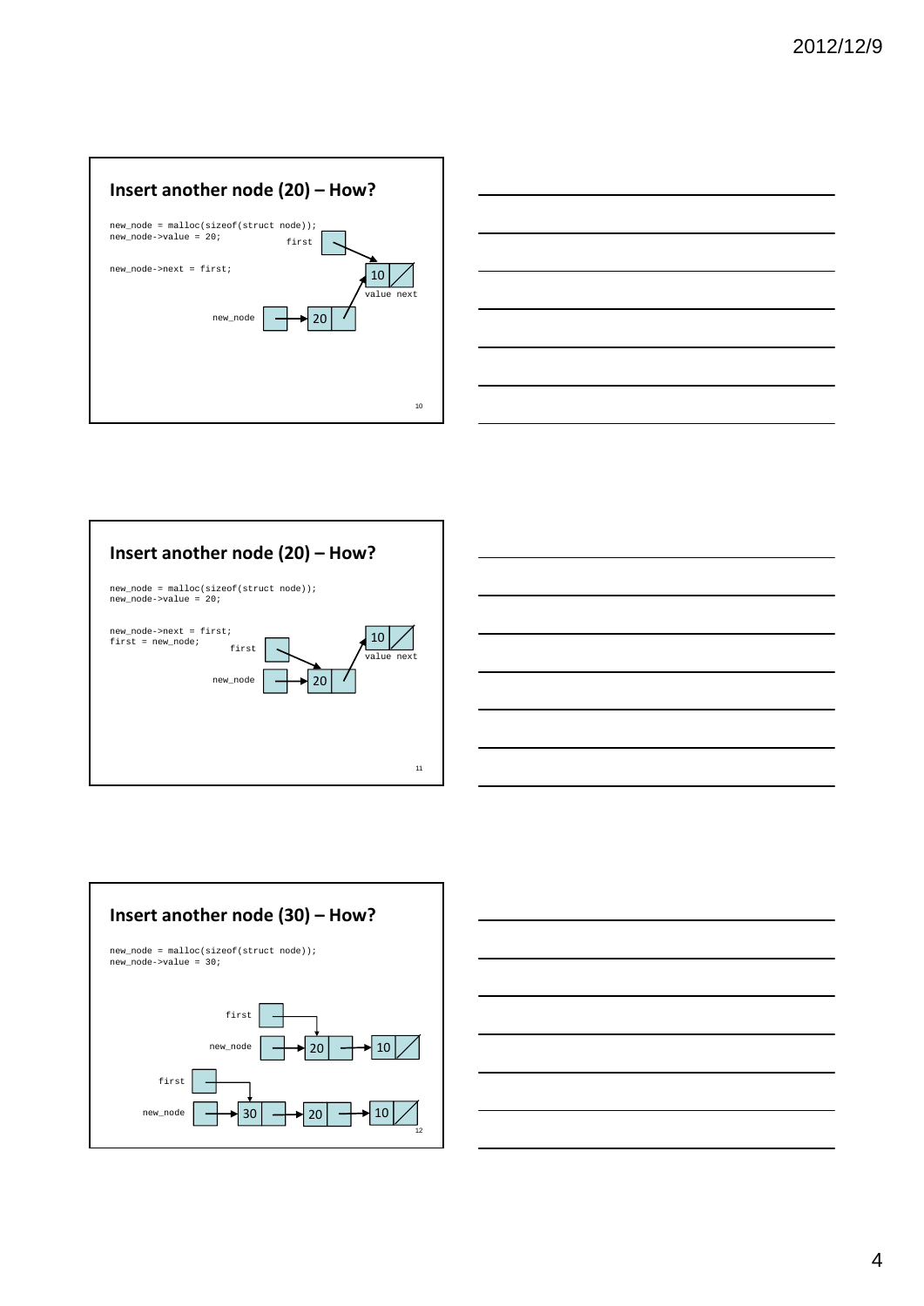## Insert another node (20) – How?

```
new_node = malloc(sizeof(struct node));
new_node->value = 20;

new_node->next = first;
```

first

10 | value next

new_node → 20

## Insert another node (20) – How?

```
new_node = malloc(sizeof(struct node));
new_node->value = 20;

new_node->next = first;
first = new_node;
```

first

10 | value next

new_node → 20

## Insert another node (30) – How?

```
new_node = malloc(sizeof(struct node));
new_node->value = 30;
```

first

new_node → 20 → 10

first

new_node → 30 → 20 → 10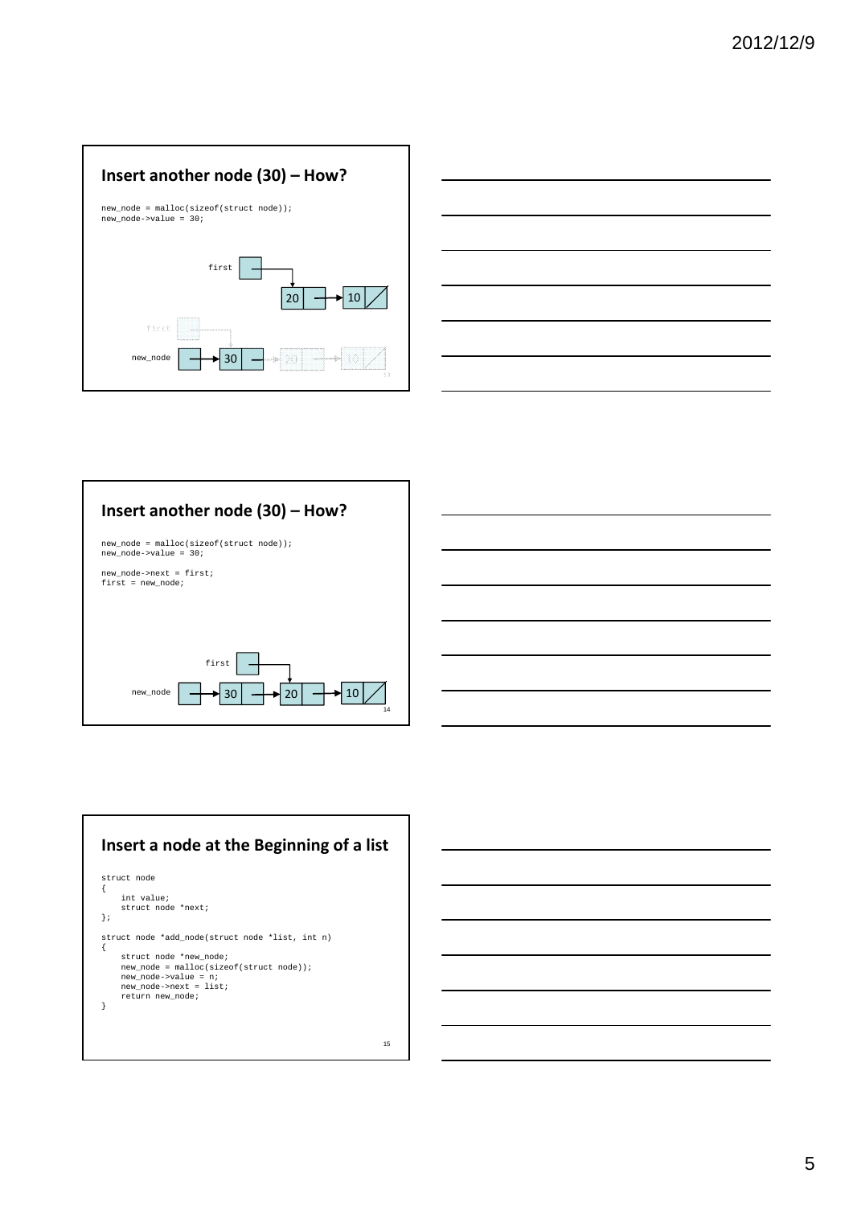## Insert another node (30) – How?

```
new_node = malloc(sizeof(struct node));
new_node->value = 30;
```

first

20 → 10

first

new_node → 30 → 20 → 10

## Insert another node (30) – How?

```
new_node = malloc(sizeof(struct node));
new_node->value = 30;

new_node->next = first;
first = new_node;
```

first

new_node → 30 → 20 → 10

## Insert a node at the Beginning of a list

```
struct node
{
    int value;
    struct node *next;
};

struct node *add_node(struct node *list, int n)
{
    struct node *new_node;
    new_node = malloc(sizeof(struct node));
    new_node->value = n;
    new_node->next = list;
    return new_node;
}
```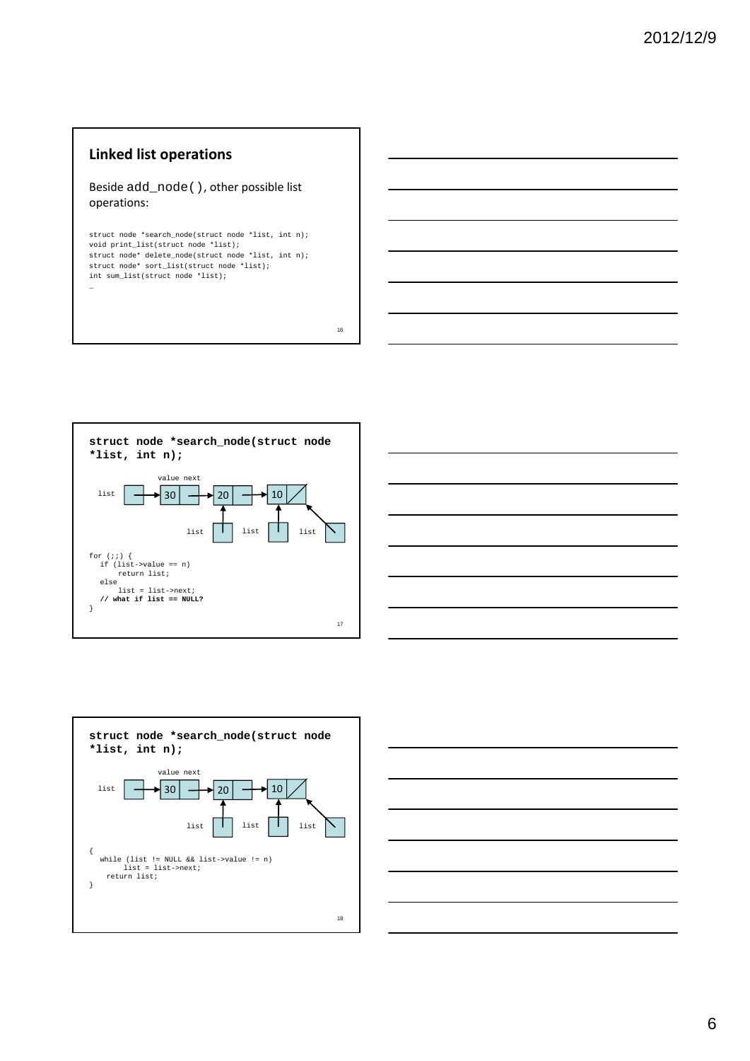## Linked list operations

Beside add_node( ), other possible list operations:

```
struct node *search_node(struct node *list, int n);
void print_list(struct node *list);
struct node* delete_node(struct node *list, int n);
struct node* sort_list(struct node *list);
int sum_list(struct node *list);
…
```

## struct node *search_node(struct node *list, int n);

value next

list → 30 → 20 → 10

list list list

```
for (;;) {
   if (list->value == n)
       return list;
   else
       list = list->next;
   // what if list == NULL?
}
```

## struct node *search_node(struct node *list, int n);

value next

list → 30 → 20 → 10

list list list

```
{
   while (list != NULL && list->value != n)
       list = list->next;
    return list;
}
```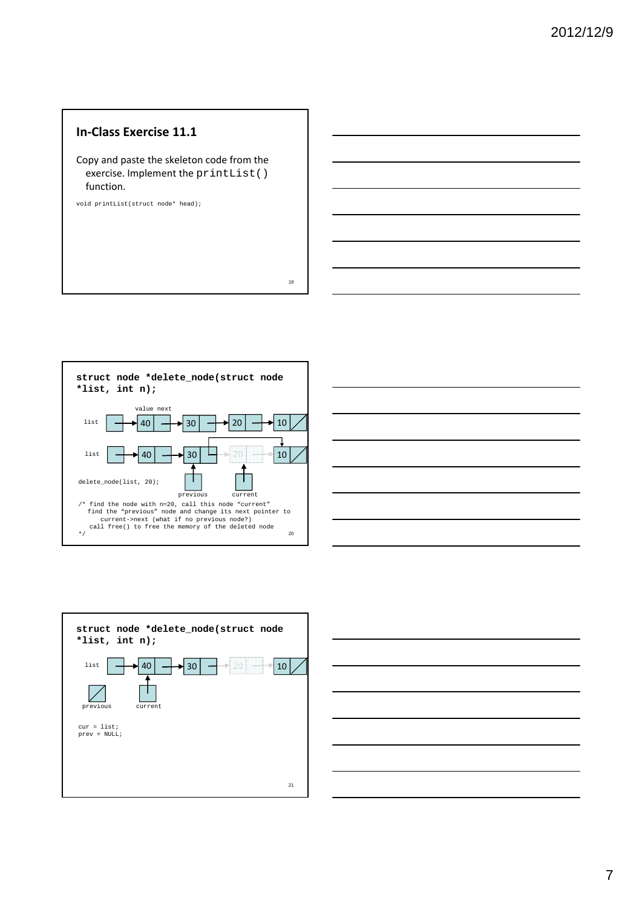## In-Class Exercise 11.1

Copy and paste the skeleton code from the exercise. Implement the `printList()` function.

```
void printList(struct node* head);
```

---

### struct node *delete_node(struct node *list, int n);

value next

list → 40 → 30 → 20 → 10

list → 40 → 30 → 10 (20 removed)

```
delete_node(list, 20);
```

previous current

```
/* find the node with n=20, call this node "current"
   find the "previous" node and change its next pointer to
      current->next (what if no previous node?)
   call free() to free the memory of the deleted node
*/
```

---

### struct node *delete_node(struct node *list, int n);

list → 40 → 30 → 20 → 10

previous current

```
cur = list;
prev = NULL;
```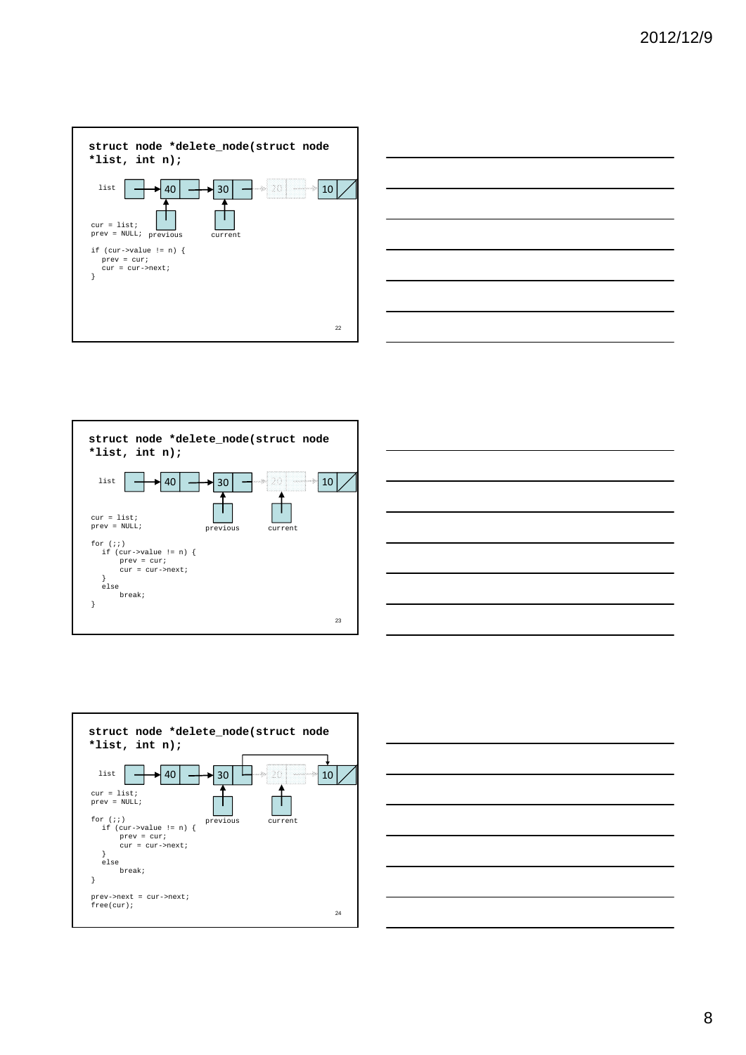## struct node *delete_node(struct node *list, int n);

list → 40 → 30 → 20 → 10

previous, current

```
cur = list;
prev = NULL;

if (cur->value != n) {
   prev = cur;
   cur = cur->next;
}
```

## struct node *delete_node(struct node *list, int n);

list → 40 → 30 → 20 → 10

previous, current

```
cur = list;
prev = NULL;

for (;;)
   if (cur->value != n) {
       prev = cur;
       cur = cur->next;
   }
   else
       break;
}
```

## struct node *delete_node(struct node *list, int n);

list → 40 → 30 → 20 → 10

previous, current

```
cur = list;
prev = NULL;

for (;;)
   if (cur->value != n) {
       prev = cur;
       cur = cur->next;
   }
   else
       break;
}

prev->next = cur->next;
free(cur);
```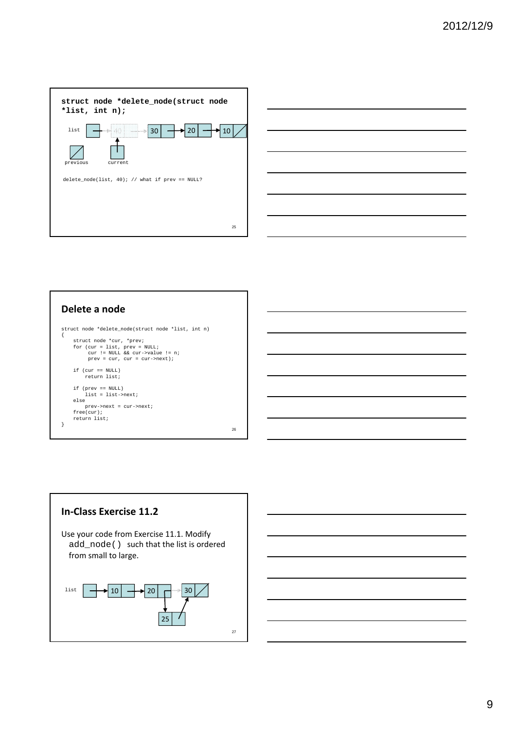```
struct node *delete_node(struct node
*list, int n);
```

list → 40 → 30 → 20 → 10

previous current

delete_node(list, 40); // what if prev == NULL?

## Delete a node

```
struct node *delete_node(struct node *list, int n)
{
    struct node *cur, *prev;
    for (cur = list, prev = NULL;
         cur != NULL && cur->value != n;
         prev = cur, cur = cur->next);

    if (cur == NULL)
        return list;

    if (prev == NULL)
        list = list->next;
    else
        prev->next = cur->next;
    free(cur);
    return list;
}
```

## In-Class Exercise 11.2

Use your code from Exercise 11.1. Modify `add_node()` such that the list is ordered from small to large.

list → 10 → 20 → 30

25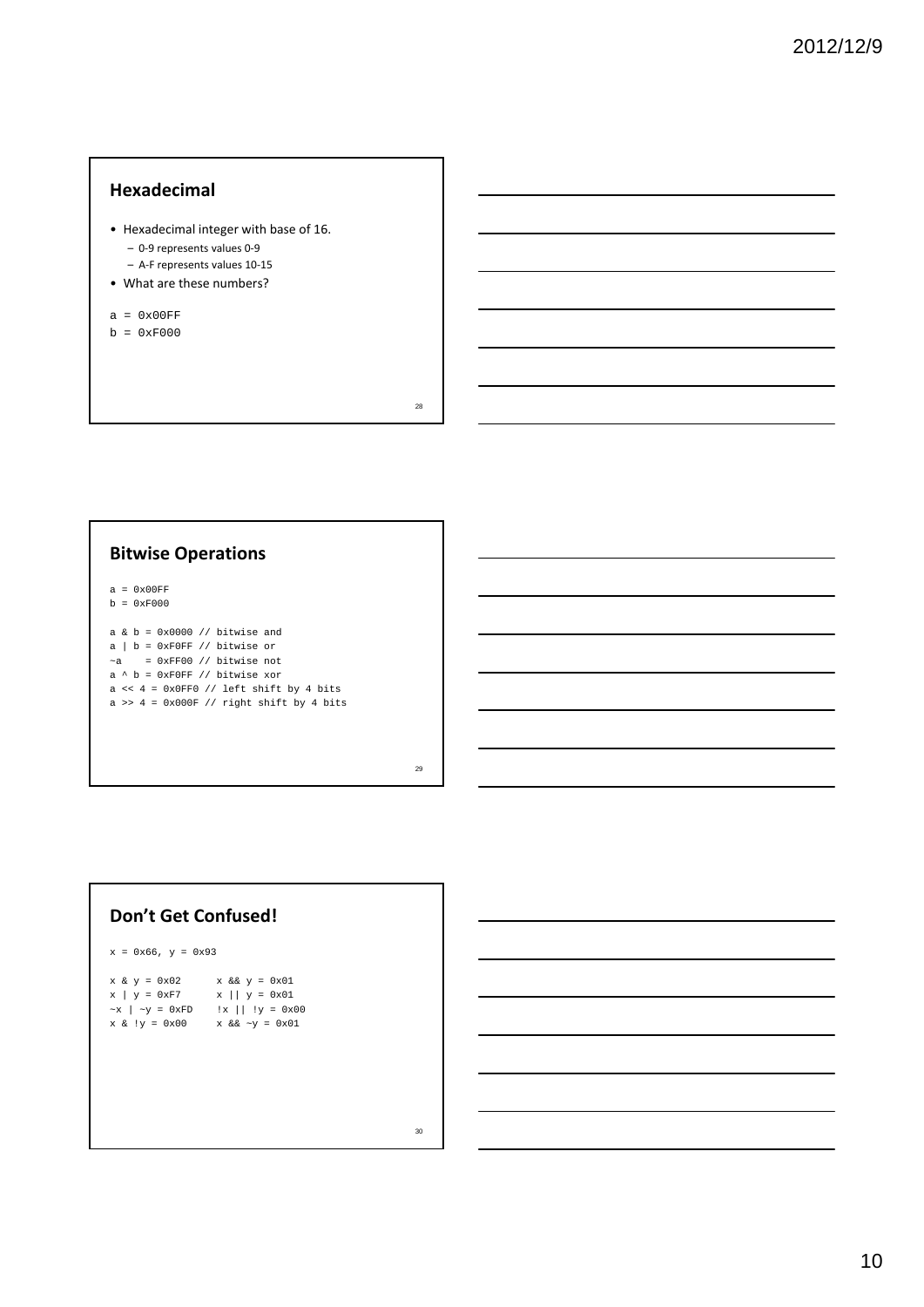## Hexadecimal

- Hexadecimal integer with base of 16.
  - 0-9 represents values 0-9
  - A-F represents values 10-15
- What are these numbers?

```
a = 0x00FF
b = 0xF000
```

## Bitwise Operations

```
a = 0x00FF
b = 0xF000

a & b = 0x0000 // bitwise and
a | b = 0xF0FF // bitwise or
~a    = 0xFF00 // bitwise not
a ^ b = 0xF0FF // bitwise xor
a << 4 = 0x0FF0 // left shift by 4 bits
a >> 4 = 0x000F // right shift by 4 bits
```

## Don't Get Confused!

```
x = 0x66, y = 0x93

x & y = 0x02      x && y = 0x01
x | y = 0xF7      x || y = 0x01
~x | ~y = 0xFD    !x || !y = 0x00
x & !y = 0x00     x && ~y = 0x01
```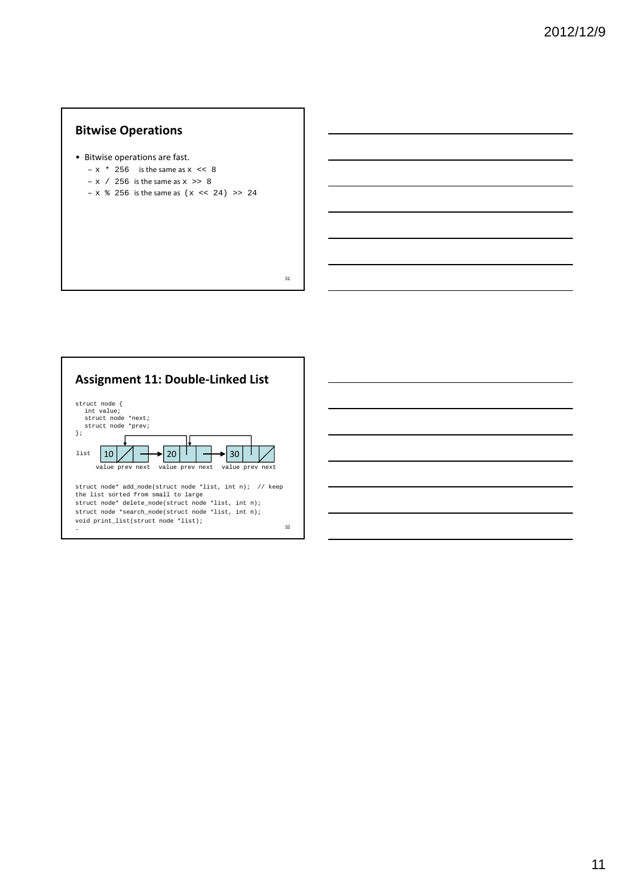## Bitwise Operations

- Bitwise operations are fast.
  - `x * 256` is the same as `x << 8`
  - `x / 256` is the same as `x >> 8`
  - `x % 256` is the same as `(x << 24) >> 24`

## Assignment 11: Double-Linked List

```
struct node {
   int value;
   struct node *next;
   struct node *prev;
};
```

list

10 | value prev next
20 | value prev next
30 | value prev next

```
struct node* add_node(struct node *list, int n);  // keep the list sorted from small to large
struct node* delete_node(struct node *list, int n);
struct node *search_node(struct node *list, int n);
void print_list(struct node *list);
…
```